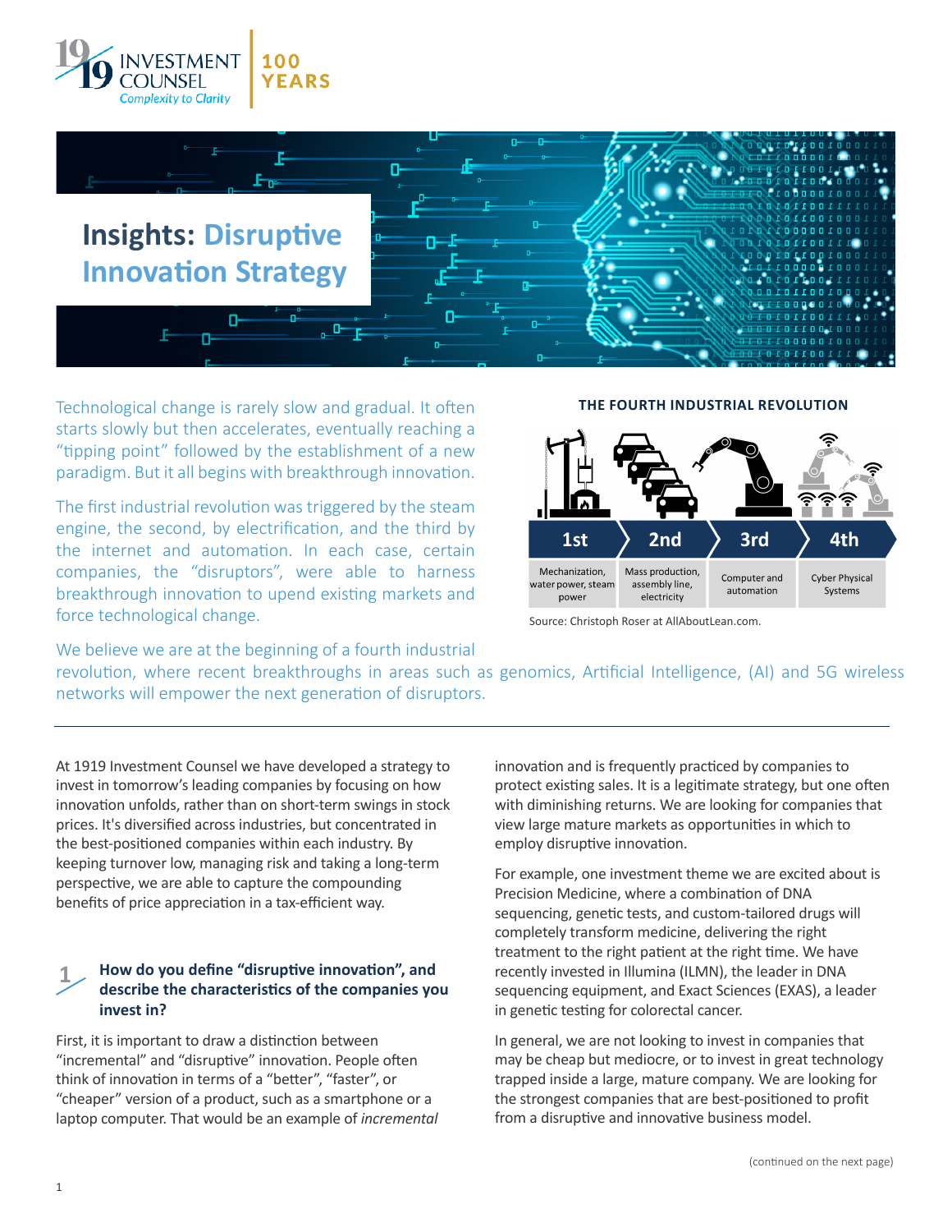1919 INVESTMENT COUNSEL — Complexity to Clarity | 100 YEARS

# Insights: Disruptive Innovation Strategy

Technological change is rarely slow and gradual. It often starts slowly but then accelerates, eventually reaching a "tipping point" followed by the establishment of a new paradigm. But it all begins with breakthrough innovation.

The first industrial revolution was triggered by the steam engine, the second, by electrification, and the third by the internet and automation. In each case, certain companies, the "disruptors", were able to harness breakthrough innovation to upend existing markets and force technological change.

**THE FOURTH INDUSTRIAL REVOLUTION**

| 1st | 2nd | 3rd | 4th |
|---|---|---|---|
| Mechanization, water power, steam power | Mass production, assembly line, electricity | Computer and automation | Cyber Physical Systems |

Source: Christoph Roser at AllAboutLean.com.

We believe we are at the beginning of a fourth industrial revolution, where recent breakthroughs in areas such as genomics, Artificial Intelligence, (AI) and 5G wireless networks will empower the next generation of disruptors.

---

At 1919 Investment Counsel we have developed a strategy to invest in tomorrow's leading companies by focusing on how innovation unfolds, rather than on short-term swings in stock prices. It's diversified across industries, but concentrated in the best-positioned companies within each industry. By keeping turnover low, managing risk and taking a long-term perspective, we are able to capture the compounding benefits of price appreciation in a tax-efficient way.

### 1 How do you define "disruptive innovation", and describe the characteristics of the companies you invest in?

First, it is important to draw a distinction between "incremental" and "disruptive" innovation. People often think of innovation in terms of a "better", "faster", or "cheaper" version of a product, such as a smartphone or a laptop computer. That would be an example of *incremental* innovation and is frequently practiced by companies to protect existing sales. It is a legitimate strategy, but one often with diminishing returns. We are looking for companies that view large mature markets as opportunities in which to employ disruptive innovation.

For example, one investment theme we are excited about is Precision Medicine, where a combination of DNA sequencing, genetic tests, and custom-tailored drugs will completely transform medicine, delivering the right treatment to the right patient at the right time. We have recently invested in Illumina (ILMN), the leader in DNA sequencing equipment, and Exact Sciences (EXAS), a leader in genetic testing for colorectal cancer.

In general, we are not looking to invest in companies that may be cheap but mediocre, or to invest in great technology trapped inside a large, mature company. We are looking for the strongest companies that are best-positioned to profit from a disruptive and innovative business model.

(continued on the next page)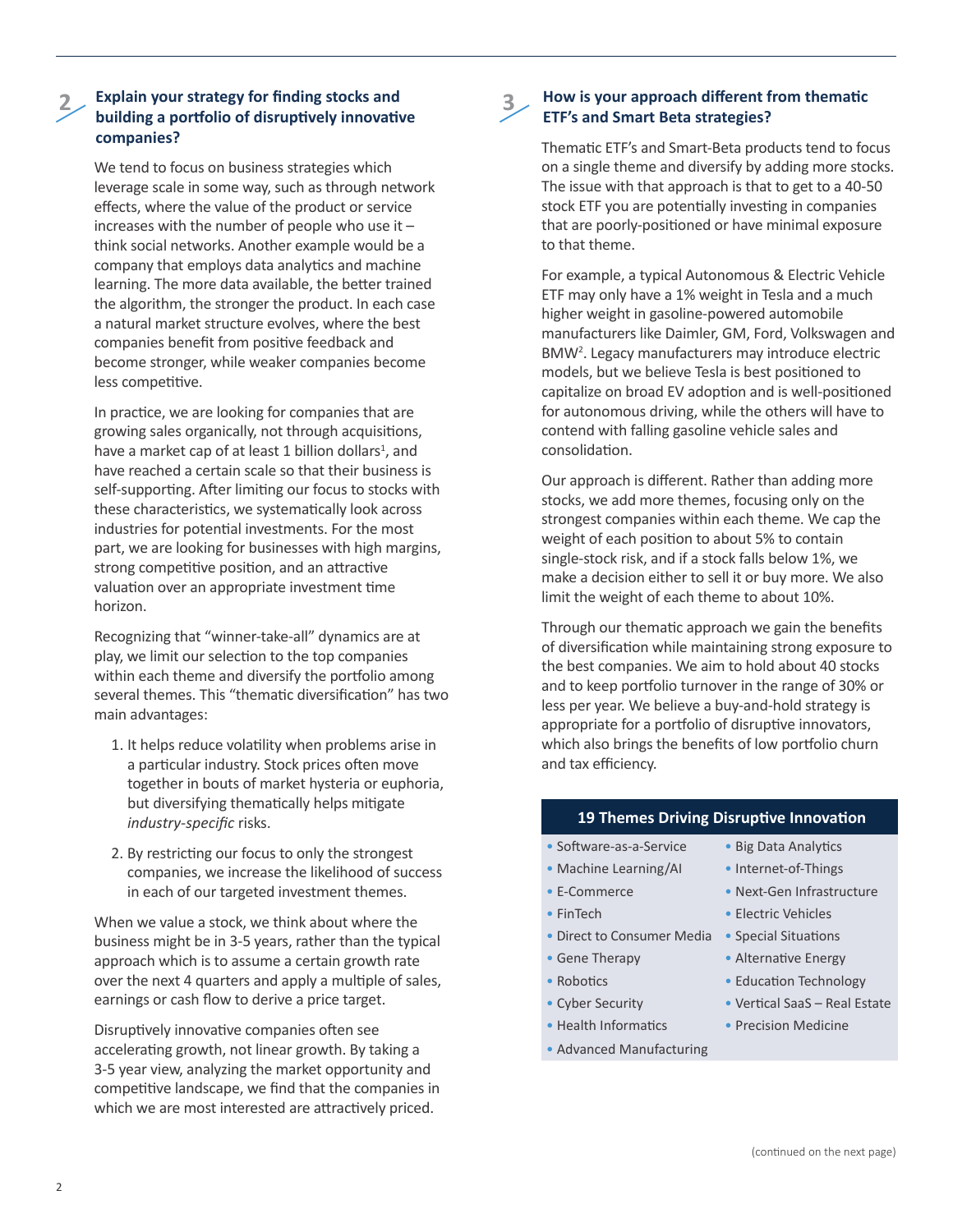## 2 Explain your strategy for finding stocks and building a portfolio of disruptively innovative companies?

We tend to focus on business strategies which leverage scale in some way, such as through network effects, where the value of the product or service increases with the number of people who use it – think social networks. Another example would be a company that employs data analytics and machine learning. The more data available, the better trained the algorithm, the stronger the product. In each case a natural market structure evolves, where the best companies benefit from positive feedback and become stronger, while weaker companies become less competitive.

In practice, we are looking for companies that are growing sales organically, not through acquisitions, have a market cap of at least 1 billion dollars[1], and have reached a certain scale so that their business is self-supporting. After limiting our focus to stocks with these characteristics, we systematically look across industries for potential investments. For the most part, we are looking for businesses with high margins, strong competitive position, and an attractive valuation over an appropriate investment time horizon.

Recognizing that "winner-take-all" dynamics are at play, we limit our selection to the top companies within each theme and diversify the portfolio among several themes. This "thematic diversification" has two main advantages:

1. It helps reduce volatility when problems arise in a particular industry. Stock prices often move together in bouts of market hysteria or euphoria, but diversifying thematically helps mitigate *industry-specific* risks.
2. By restricting our focus to only the strongest companies, we increase the likelihood of success in each of our targeted investment themes.

When we value a stock, we think about where the business might be in 3-5 years, rather than the typical approach which is to assume a certain growth rate over the next 4 quarters and apply a multiple of sales, earnings or cash flow to derive a price target.

Disruptively innovative companies often see accelerating growth, not linear growth. By taking a 3-5 year view, analyzing the market opportunity and competitive landscape, we find that the companies in which we are most interested are attractively priced.

## 3 How is your approach different from thematic ETF's and Smart Beta strategies?

Thematic ETF's and Smart-Beta products tend to focus on a single theme and diversify by adding more stocks. The issue with that approach is that to get to a 40-50 stock ETF you are potentially investing in companies that are poorly-positioned or have minimal exposure to that theme.

For example, a typical Autonomous & Electric Vehicle ETF may only have a 1% weight in Tesla and a much higher weight in gasoline-powered automobile manufacturers like Daimler, GM, Ford, Volkswagen and BMW[2]. Legacy manufacturers may introduce electric models, but we believe Tesla is best positioned to capitalize on broad EV adoption and is well-positioned for autonomous driving, while the others will have to contend with falling gasoline vehicle sales and consolidation.

Our approach is different. Rather than adding more stocks, we add more themes, focusing only on the strongest companies within each theme. We cap the weight of each position to about 5% to contain single-stock risk, and if a stock falls below 1%, we make a decision either to sell it or buy more. We also limit the weight of each theme to about 10%.

Through our thematic approach we gain the benefits of diversification while maintaining strong exposure to the best companies. We aim to hold about 40 stocks and to keep portfolio turnover in the range of 30% or less per year. We believe a buy-and-hold strategy is appropriate for a portfolio of disruptive innovators, which also brings the benefits of low portfolio churn and tax efficiency.

| 19 Themes Driving Disruptive Innovation | |
|---|---|
| Software-as-a-Service | Big Data Analytics |
| Machine Learning/AI | Internet-of-Things |
| E-Commerce | Next-Gen Infrastructure |
| FinTech | Electric Vehicles |
| Direct to Consumer Media | Special Situations |
| Gene Therapy | Alternative Energy |
| Robotics | Education Technology |
| Cyber Security | Vertical SaaS – Real Estate |
| Health Informatics | Precision Medicine |
| Advanced Manufacturing | |

(continued on the next page)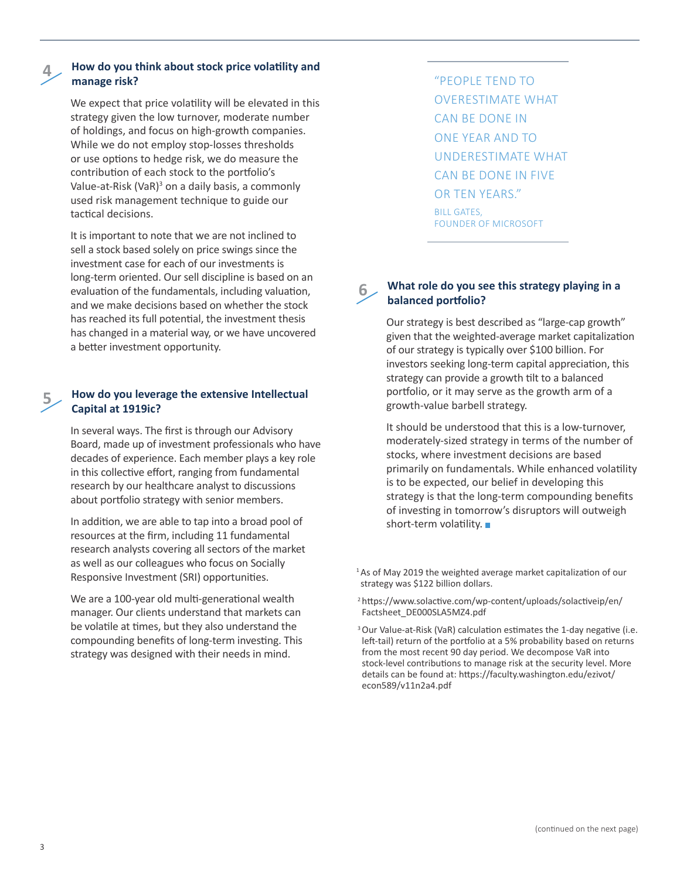## 4 How do you think about stock price volatility and manage risk?

We expect that price volatility will be elevated in this strategy given the low turnover, moderate number of holdings, and focus on high-growth companies. While we do not employ stop-losses thresholds or use options to hedge risk, we do measure the contribution of each stock to the portfolio's Value-at-Risk (VaR)[3] on a daily basis, a commonly used risk management technique to guide our tactical decisions.

It is important to note that we are not inclined to sell a stock based solely on price swings since the investment case for each of our investments is long-term oriented. Our sell discipline is based on an evaluation of the fundamentals, including valuation, and we make decisions based on whether the stock has reached its full potential, the investment thesis has changed in a material way, or we have uncovered a better investment opportunity.

## 5 How do you leverage the extensive Intellectual Capital at 1919ic?

In several ways. The first is through our Advisory Board, made up of investment professionals who have decades of experience. Each member plays a key role in this collective effort, ranging from fundamental research by our healthcare analyst to discussions about portfolio strategy with senior members.

In addition, we are able to tap into a broad pool of resources at the firm, including 11 fundamental research analysts covering all sectors of the market as well as our colleagues who focus on Socially Responsive Investment (SRI) opportunities.

We are a 100-year old multi-generational wealth manager. Our clients understand that markets can be volatile at times, but they also understand the compounding benefits of long-term investing. This strategy was designed with their needs in mind.

> "PEOPLE TEND TO OVERESTIMATE WHAT CAN BE DONE IN ONE YEAR AND TO UNDERESTIMATE WHAT CAN BE DONE IN FIVE OR TEN YEARS."
>
> BILL GATES, FOUNDER OF MICROSOFT

## 6 What role do you see this strategy playing in a balanced portfolio?

Our strategy is best described as "large-cap growth" given that the weighted-average market capitalization of our strategy is typically over $100 billion. For investors seeking long-term capital appreciation, this strategy can provide a growth tilt to a balanced portfolio, or it may serve as the growth arm of a growth-value barbell strategy.

It should be understood that this is a low-turnover, moderately-sized strategy in terms of the number of stocks, where investment decisions are based primarily on fundamentals. While enhanced volatility is to be expected, our belief in developing this strategy is that the long-term compounding benefits of investing in tomorrow's disruptors will outweigh short-term volatility.

---

[1] As of May 2019 the weighted average market capitalization of our strategy was $122 billion dollars.

[2] https://www.solactive.com/wp-content/uploads/solactiveip/en/Factsheet_DE000SLA5MZ4.pdf

[3] Our Value-at-Risk (VaR) calculation estimates the 1-day negative (i.e. left-tail) return of the portfolio at a 5% probability based on returns from the most recent 90 day period. We decompose VaR into stock-level contributions to manage risk at the security level. More details can be found at: https://faculty.washington.edu/ezivot/econ589/v11n2a4.pdf

(continued on the next page)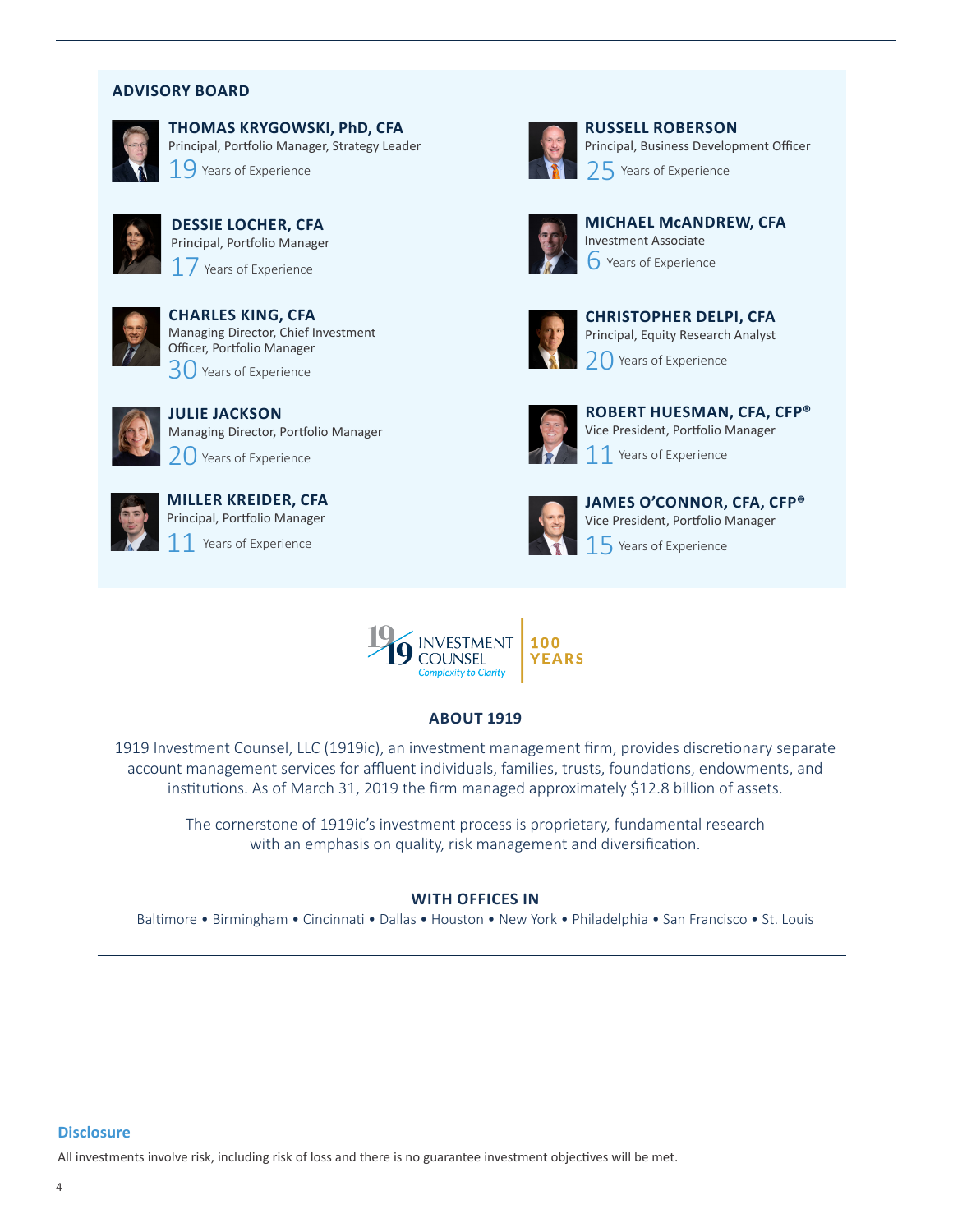## ADVISORY BOARD

**THOMAS KRYGOWSKI, PhD, CFA**
Principal, Portfolio Manager, Strategy Leader
19 Years of Experience

**DESSIE LOCHER, CFA**
Principal, Portfolio Manager
17 Years of Experience

**CHARLES KING, CFA**
Managing Director, Chief Investment Officer, Portfolio Manager
30 Years of Experience

**JULIE JACKSON**
Managing Director, Portfolio Manager
20 Years of Experience

**MILLER KREIDER, CFA**
Principal, Portfolio Manager
11 Years of Experience

**RUSSELL ROBERSON**
Principal, Business Development Officer
25 Years of Experience

**MICHAEL McANDREW, CFA**
Investment Associate
6 Years of Experience

**CHRISTOPHER DELPI, CFA**
Principal, Equity Research Analyst
20 Years of Experience

**ROBERT HUESMAN, CFA, CFP®**
Vice President, Portfolio Manager
11 Years of Experience

**JAMES O'CONNOR, CFA, CFP®**
Vice President, Portfolio Manager
15 Years of Experience

1919 INVESTMENT COUNSEL
*Complexity to Clarity*
100 YEARS

## ABOUT 1919

1919 Investment Counsel, LLC (1919ic), an investment management firm, provides discretionary separate account management services for affluent individuals, families, trusts, foundations, endowments, and institutions. As of March 31, 2019 the firm managed approximately $12.8 billion of assets.

The cornerstone of 1919ic's investment process is proprietary, fundamental research with an emphasis on quality, risk management and diversification.

## WITH OFFICES IN

Baltimore • Birmingham • Cincinnati • Dallas • Houston • New York • Philadelphia • San Francisco • St. Louis

### Disclosure

All investments involve risk, including risk of loss and there is no guarantee investment objectives will be met.